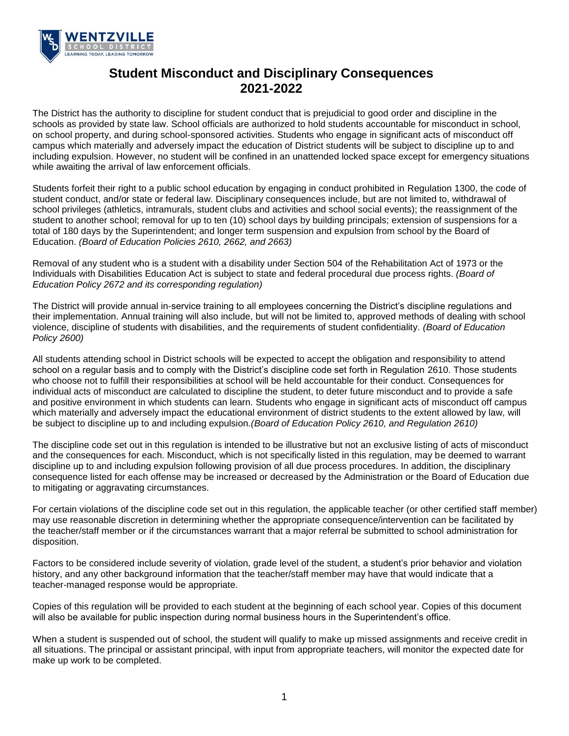# Student Misconduct and Disciplinary Consequences 2021-2022

The District has the authority to discipline for student conduct that is prejudicial to good order and discipline in the schools as provided by state law. School officials are authorized to hold students accountable for misconduct in school, on school property, and during school-sponsored activities. Students who engage in significant acts of misconduct off campus which materially and adversely impact the education of District students will be subject to discipline up to and including expulsion. However, no student will be confined in an unattended locked space except for emergency situations while awaiting the arrival of law enforcement officials.

Students forfeit their right to a public school education by engaging in conduct prohibited in Regulation 1300, the code of student conduct, and/or state or federal law. Disciplinary consequences include, but are not limited to, withdrawal of school privileges (athletics, intramurals, student clubs and activities and school social events); the reassignment of the student to another school; removal for up to ten (10) school days by building principals; extension of suspensions for a total of 180 days by the Superintendent; and longer term suspension and expulsion from school by the Board of Education. *(Board of Education Policies 2610, 2662, and 2663)*

Removal of any student who is a student with a disability under Section 504 of the Rehabilitation Act of 1973 or the Individuals with Disabilities Education Act is subject to state and federal procedural due process rights. *(Board of Education Policy 2672 and its corresponding regulation)*

The District will provide annual in-service training to all employees concerning the District's discipline regulations and their implementation. Annual training will also include, but will not be limited to, approved methods of dealing with school violence, discipline of students with disabilities, and the requirements of student confidentiality. *(Board of Education Policy 2600)*

All students attending school in District schools will be expected to accept the obligation and responsibility to attend school on a regular basis and to comply with the District's discipline code set forth in Regulation 2610. Those students who choose not to fulfill their responsibilities at school will be held accountable for their conduct. Consequences for individual acts of misconduct are calculated to discipline the student, to deter future misconduct and to provide a safe and positive environment in which students can learn. Students who engage in significant acts of misconduct off campus which materially and adversely impact the educational environment of district students to the extent allowed by law, will be subject to discipline up to and including expulsion.*(Board of Education Policy 2610, and Regulation 2610)*

The discipline code set out in this regulation is intended to be illustrative but not an exclusive listing of acts of misconduct and the consequences for each. Misconduct, which is not specifically listed in this regulation, may be deemed to warrant discipline up to and including expulsion following provision of all due process procedures. In addition, the disciplinary consequence listed for each offense may be increased or decreased by the Administration or the Board of Education due to mitigating or aggravating circumstances.

For certain violations of the discipline code set out in this regulation, the applicable teacher (or other certified staff member) may use reasonable discretion in determining whether the appropriate consequence/intervention can be facilitated by the teacher/staff member or if the circumstances warrant that a major referral be submitted to school administration for disposition.

Factors to be considered include severity of violation, grade level of the student, a student's prior behavior and violation history, and any other background information that the teacher/staff member may have that would indicate that a teacher-managed response would be appropriate.

Copies of this regulation will be provided to each student at the beginning of each school year. Copies of this document will also be available for public inspection during normal business hours in the Superintendent's office.

When a student is suspended out of school, the student will qualify to make up missed assignments and receive credit in all situations. The principal or assistant principal, with input from appropriate teachers, will monitor the expected date for make up work to be completed.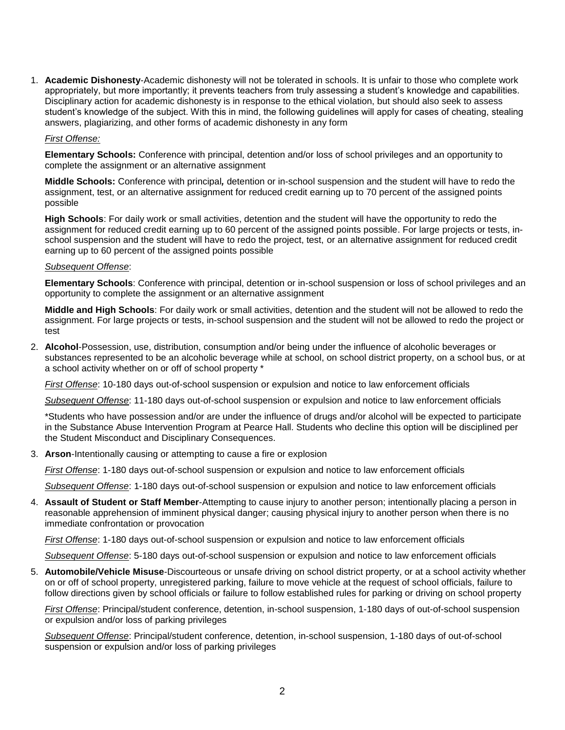1. **Academic Dishonesty**-Academic dishonesty will not be tolerated in schools. It is unfair to those who complete work appropriately, but more importantly; it prevents teachers from truly assessing a student's knowledge and capabilities. Disciplinary action for academic dishonesty is in response to the ethical violation, but should also seek to assess student's knowledge of the subject. With this in mind, the following guidelines will apply for cases of cheating, stealing answers, plagiarizing, and other forms of academic dishonesty in any form

   *First Offense:*

   **Elementary Schools:** Conference with principal, detention and/or loss of school privileges and an opportunity to complete the assignment or an alternative assignment

   **Middle Schools:** Conference with principal*,* detention or in-school suspension and the student will have to redo the assignment, test, or an alternative assignment for reduced credit earning up to 70 percent of the assigned points possible

   **High Schools**: For daily work or small activities, detention and the student will have the opportunity to redo the assignment for reduced credit earning up to 60 percent of the assigned points possible. For large projects or tests, in-school suspension and the student will have to redo the project, test, or an alternative assignment for reduced credit earning up to 60 percent of the assigned points possible

   *Subsequent Offense*:

   **Elementary Schools**: Conference with principal, detention or in-school suspension or loss of school privileges and an opportunity to complete the assignment or an alternative assignment

   **Middle and High Schools**: For daily work or small activities, detention and the student will not be allowed to redo the assignment. For large projects or tests, in-school suspension and the student will not be allowed to redo the project or test

2. **Alcohol**-Possession, use, distribution, consumption and/or being under the influence of alcoholic beverages or substances represented to be an alcoholic beverage while at school, on school district property, on a school bus, or at a school activity whether on or off of school property *

   *First Offense*: 10-180 days out-of-school suspension or expulsion and notice to law enforcement officials

   *Subsequent Offense*: 11-180 days out-of-school suspension or expulsion and notice to law enforcement officials

   *Students who have possession and/or are under the influence of drugs and/or alcohol will be expected to participate in the Substance Abuse Intervention Program at Pearce Hall. Students who decline this option will be disciplined per the Student Misconduct and Disciplinary Consequences.

3. **Arson**-Intentionally causing or attempting to cause a fire or explosion

   *First Offense*: 1-180 days out-of-school suspension or expulsion and notice to law enforcement officials

   *Subsequent Offense*: 1-180 days out-of-school suspension or expulsion and notice to law enforcement officials

4. **Assault of Student or Staff Member**-Attempting to cause injury to another person; intentionally placing a person in reasonable apprehension of imminent physical danger; causing physical injury to another person when there is no immediate confrontation or provocation

   *First Offense*: 1-180 days out-of-school suspension or expulsion and notice to law enforcement officials

   *Subsequent Offense*: 5-180 days out-of-school suspension or expulsion and notice to law enforcement officials

5. **Automobile/Vehicle Misuse**-Discourteous or unsafe driving on school district property, or at a school activity whether on or off of school property, unregistered parking, failure to move vehicle at the request of school officials, failure to follow directions given by school officials or failure to follow established rules for parking or driving on school property

   *First Offense*: Principal/student conference, detention, in-school suspension, 1-180 days of out-of-school suspension or expulsion and/or loss of parking privileges

   *Subsequent Offense*: Principal/student conference, detention, in-school suspension, 1-180 days of out-of-school suspension or expulsion and/or loss of parking privileges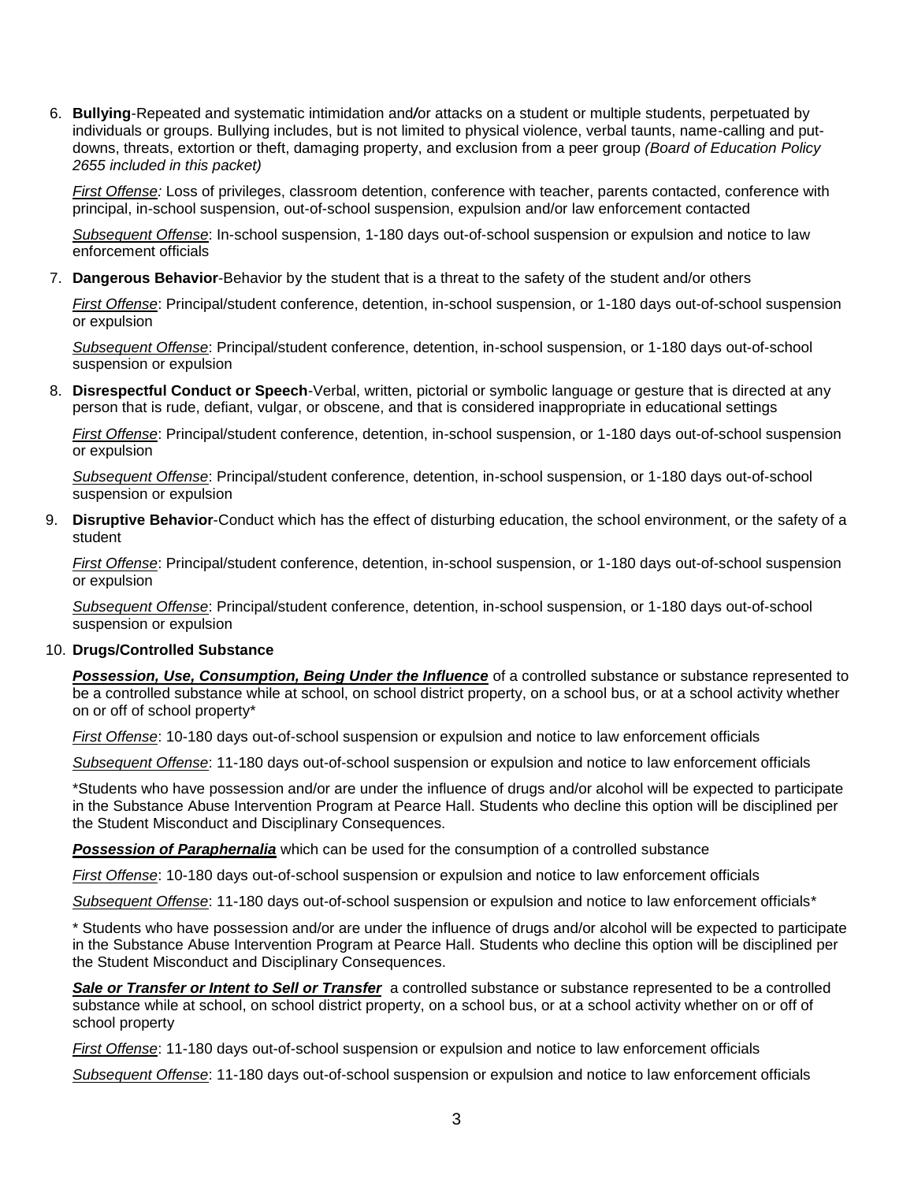6. **Bullying**-Repeated and systematic intimidation and*/*or attacks on a student or multiple students, perpetuated by individuals or groups. Bullying includes, but is not limited to physical violence, verbal taunts, name-calling and put-downs, threats, extortion or theft, damaging property, and exclusion from a peer group *(Board of Education Policy 2655 included in this packet)*

   *First Offense:* Loss of privileges, classroom detention, conference with teacher, parents contacted, conference with principal, in-school suspension, out-of-school suspension, expulsion and/or law enforcement contacted

   *Subsequent Offense*: In-school suspension, 1-180 days out-of-school suspension or expulsion and notice to law enforcement officials

7. **Dangerous Behavior**-Behavior by the student that is a threat to the safety of the student and/or others

   *First Offense*: Principal/student conference, detention, in-school suspension, or 1-180 days out-of-school suspension or expulsion

   *Subsequent Offense*: Principal/student conference, detention, in-school suspension, or 1-180 days out-of-school suspension or expulsion

8. **Disrespectful Conduct or Speech**-Verbal, written, pictorial or symbolic language or gesture that is directed at any person that is rude, defiant, vulgar, or obscene, and that is considered inappropriate in educational settings

   *First Offense*: Principal/student conference, detention, in-school suspension, or 1-180 days out-of-school suspension or expulsion

   *Subsequent Offense*: Principal/student conference, detention, in-school suspension, or 1-180 days out-of-school suspension or expulsion

9. **Disruptive Behavior**-Conduct which has the effect of disturbing education, the school environment, or the safety of a student

   *First Offense*: Principal/student conference, detention, in-school suspension, or 1-180 days out-of-school suspension or expulsion

   *Subsequent Offense*: Principal/student conference, detention, in-school suspension, or 1-180 days out-of-school suspension or expulsion

10. **Drugs/Controlled Substance**

    ***Possession, Use, Consumption, Being Under the Influence*** of a controlled substance or substance represented to be a controlled substance while at school, on school district property, on a school bus, or at a school activity whether on or off of school property*

    *First Offense*: 10-180 days out-of-school suspension or expulsion and notice to law enforcement officials

    *Subsequent Offense*: 11-180 days out-of-school suspension or expulsion and notice to law enforcement officials

    *Students who have possession and/or are under the influence of drugs and/or alcohol will be expected to participate in the Substance Abuse Intervention Program at Pearce Hall. Students who decline this option will be disciplined per the Student Misconduct and Disciplinary Consequences.

    ***Possession of Paraphernalia*** which can be used for the consumption of a controlled substance

    *First Offense*: 10-180 days out-of-school suspension or expulsion and notice to law enforcement officials

    *Subsequent Offense*: 11-180 days out-of-school suspension or expulsion and notice to law enforcement officials*

    * Students who have possession and/or are under the influence of drugs and/or alcohol will be expected to participate in the Substance Abuse Intervention Program at Pearce Hall. Students who decline this option will be disciplined per the Student Misconduct and Disciplinary Consequences.

    ***Sale or Transfer or Intent to Sell or Transfer*** a controlled substance or substance represented to be a controlled substance while at school, on school district property, on a school bus, or at a school activity whether on or off of school property

    *First Offense*: 11-180 days out-of-school suspension or expulsion and notice to law enforcement officials

    *Subsequent Offense*: 11-180 days out-of-school suspension or expulsion and notice to law enforcement officials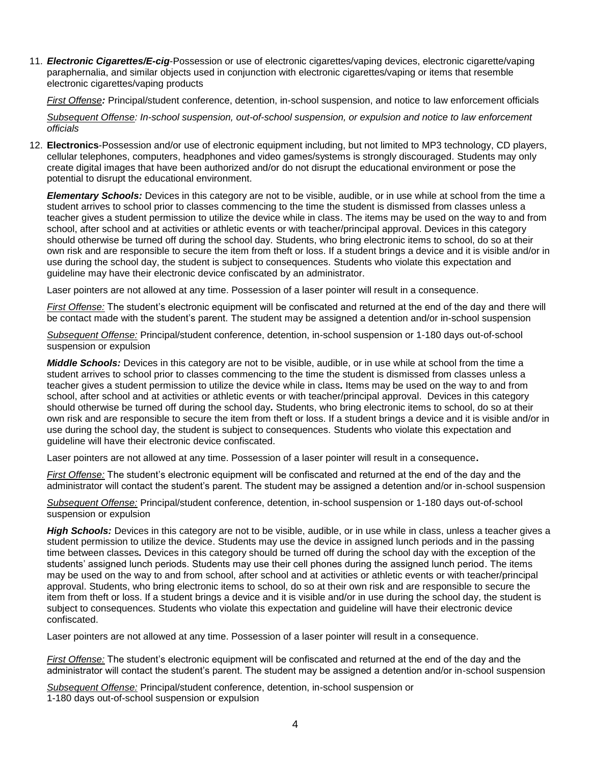11. ***Electronic Cigarettes/E-cig***-Possession or use of electronic cigarettes/vaping devices, electronic cigarette/vaping paraphernalia, and similar objects used in conjunction with electronic cigarettes/vaping or items that resemble electronic cigarettes/vaping products

    *First Offense***:** Principal/student conference, detention, in-school suspension, and notice to law enforcement officials

    *Subsequent Offense: In-school suspension, out-of-school suspension, or expulsion and notice to law enforcement officials*

12. **Electronics**-Possession and/or use of electronic equipment including, but not limited to MP3 technology, CD players, cellular telephones, computers, headphones and video games/systems is strongly discouraged. Students may only create digital images that have been authorized and/or do not disrupt the educational environment or pose the potential to disrupt the educational environment.

    ***Elementary Schools:*** Devices in this category are not to be visible, audible, or in use while at school from the time a student arrives to school prior to classes commencing to the time the student is dismissed from classes unless a teacher gives a student permission to utilize the device while in class. The items may be used on the way to and from school, after school and at activities or athletic events or with teacher/principal approval. Devices in this category should otherwise be turned off during the school day. Students, who bring electronic items to school, do so at their own risk and are responsible to secure the item from theft or loss. If a student brings a device and it is visible and/or in use during the school day, the student is subject to consequences. Students who violate this expectation and guideline may have their electronic device confiscated by an administrator.

    Laser pointers are not allowed at any time. Possession of a laser pointer will result in a consequence.

    *First Offense:* The student's electronic equipment will be confiscated and returned at the end of the day and there will be contact made with the student's parent. The student may be assigned a detention and/or in-school suspension

    *Subsequent Offense:* Principal/student conference, detention, in-school suspension or 1-180 days out-of-school suspension or expulsion

    ***Middle Schools:*** Devices in this category are not to be visible, audible, or in use while at school from the time a student arrives to school prior to classes commencing to the time the student is dismissed from classes unless a teacher gives a student permission to utilize the device while in class*.* Items may be used on the way to and from school, after school and at activities or athletic events or with teacher/principal approval. Devices in this category should otherwise be turned off during the school day*.* Students, who bring electronic items to school, do so at their own risk and are responsible to secure the item from theft or loss. If a student brings a device and it is visible and/or in use during the school day, the student is subject to consequences. Students who violate this expectation and guideline will have their electronic device confiscated.

    Laser pointers are not allowed at any time. Possession of a laser pointer will result in a consequence**.**

    *First Offense:* The student's electronic equipment will be confiscated and returned at the end of the day and the administrator will contact the student's parent. The student may be assigned a detention and/or in-school suspension

    *Subsequent Offense:* Principal/student conference, detention, in-school suspension or 1-180 days out-of-school suspension or expulsion

    ***High Schools:*** Devices in this category are not to be visible, audible, or in use while in class, unless a teacher gives a student permission to utilize the device. Students may use the device in assigned lunch periods and in the passing time between classes*.* Devices in this category should be turned off during the school day with the exception of the students' assigned lunch periods. Students may use their cell phones during the assigned lunch period. The items may be used on the way to and from school, after school and at activities or athletic events or with teacher/principal approval. Students, who bring electronic items to school, do so at their own risk and are responsible to secure the item from theft or loss. If a student brings a device and it is visible and/or in use during the school day, the student is subject to consequences. Students who violate this expectation and guideline will have their electronic device confiscated.

    Laser pointers are not allowed at any time. Possession of a laser pointer will result in a consequence.

    *First Offense:* The student's electronic equipment will be confiscated and returned at the end of the day and the administrator will contact the student's parent. The student may be assigned a detention and/or in-school suspension

    *Subsequent Offense:* Principal/student conference, detention, in-school suspension or 1-180 days out-of-school suspension or expulsion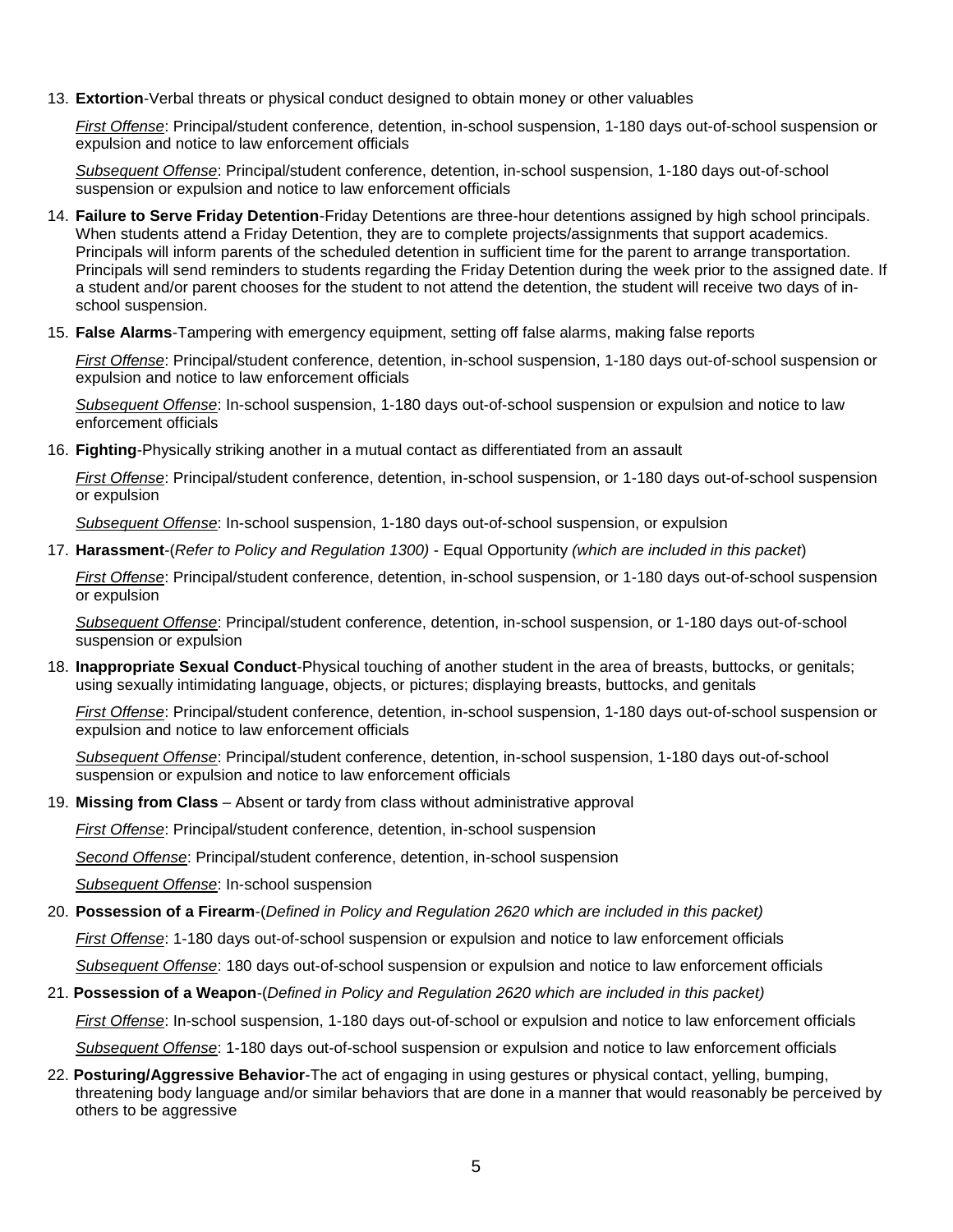13. **Extortion**-Verbal threats or physical conduct designed to obtain money or other valuables

    *First Offense*: Principal/student conference, detention, in-school suspension, 1-180 days out-of-school suspension or expulsion and notice to law enforcement officials

    *Subsequent Offense*: Principal/student conference, detention, in-school suspension, 1-180 days out-of-school suspension or expulsion and notice to law enforcement officials

14. **Failure to Serve Friday Detention**-Friday Detentions are three-hour detentions assigned by high school principals. When students attend a Friday Detention, they are to complete projects/assignments that support academics. Principals will inform parents of the scheduled detention in sufficient time for the parent to arrange transportation. Principals will send reminders to students regarding the Friday Detention during the week prior to the assigned date. If a student and/or parent chooses for the student to not attend the detention, the student will receive two days of in-school suspension.

15. **False Alarms**-Tampering with emergency equipment, setting off false alarms, making false reports

    *First Offense*: Principal/student conference, detention, in-school suspension, 1-180 days out-of-school suspension or expulsion and notice to law enforcement officials

    *Subsequent Offense*: In-school suspension, 1-180 days out-of-school suspension or expulsion and notice to law enforcement officials

16. **Fighting**-Physically striking another in a mutual contact as differentiated from an assault

    *First Offense*: Principal/student conference, detention, in-school suspension, or 1-180 days out-of-school suspension or expulsion

    *Subsequent Offense*: In-school suspension, 1-180 days out-of-school suspension, or expulsion

17. **Harassment**-(*Refer to Policy and Regulation 1300)* - Equal Opportunity *(which are included in this packet*)

    *First Offense*: Principal/student conference, detention, in-school suspension, or 1-180 days out-of-school suspension or expulsion

    *Subsequent Offense*: Principal/student conference, detention, in-school suspension, or 1-180 days out-of-school suspension or expulsion

18. **Inappropriate Sexual Conduct**-Physical touching of another student in the area of breasts, buttocks, or genitals; using sexually intimidating language, objects, or pictures; displaying breasts, buttocks, and genitals

    *First Offense*: Principal/student conference, detention, in-school suspension, 1-180 days out-of-school suspension or expulsion and notice to law enforcement officials

    *Subsequent Offense*: Principal/student conference, detention, in-school suspension, 1-180 days out-of-school suspension or expulsion and notice to law enforcement officials

19. **Missing from Class** – Absent or tardy from class without administrative approval

    *First Offense*: Principal/student conference, detention, in-school suspension

    *Second Offense*: Principal/student conference, detention, in-school suspension

    *Subsequent Offense*: In-school suspension

20. **Possession of a Firearm**-(*Defined in Policy and Regulation 2620 which are included in this packet)*

    *First Offense*: 1-180 days out-of-school suspension or expulsion and notice to law enforcement officials

    *Subsequent Offense*: 180 days out-of-school suspension or expulsion and notice to law enforcement officials

21. **Possession of a Weapon**-(*Defined in Policy and Regulation 2620 which are included in this packet)*

    *First Offense*: In-school suspension, 1-180 days out-of-school or expulsion and notice to law enforcement officials

    *Subsequent Offense*: 1-180 days out-of-school suspension or expulsion and notice to law enforcement officials

22. **Posturing/Aggressive Behavior**-The act of engaging in using gestures or physical contact, yelling, bumping, threatening body language and/or similar behaviors that are done in a manner that would reasonably be perceived by others to be aggressive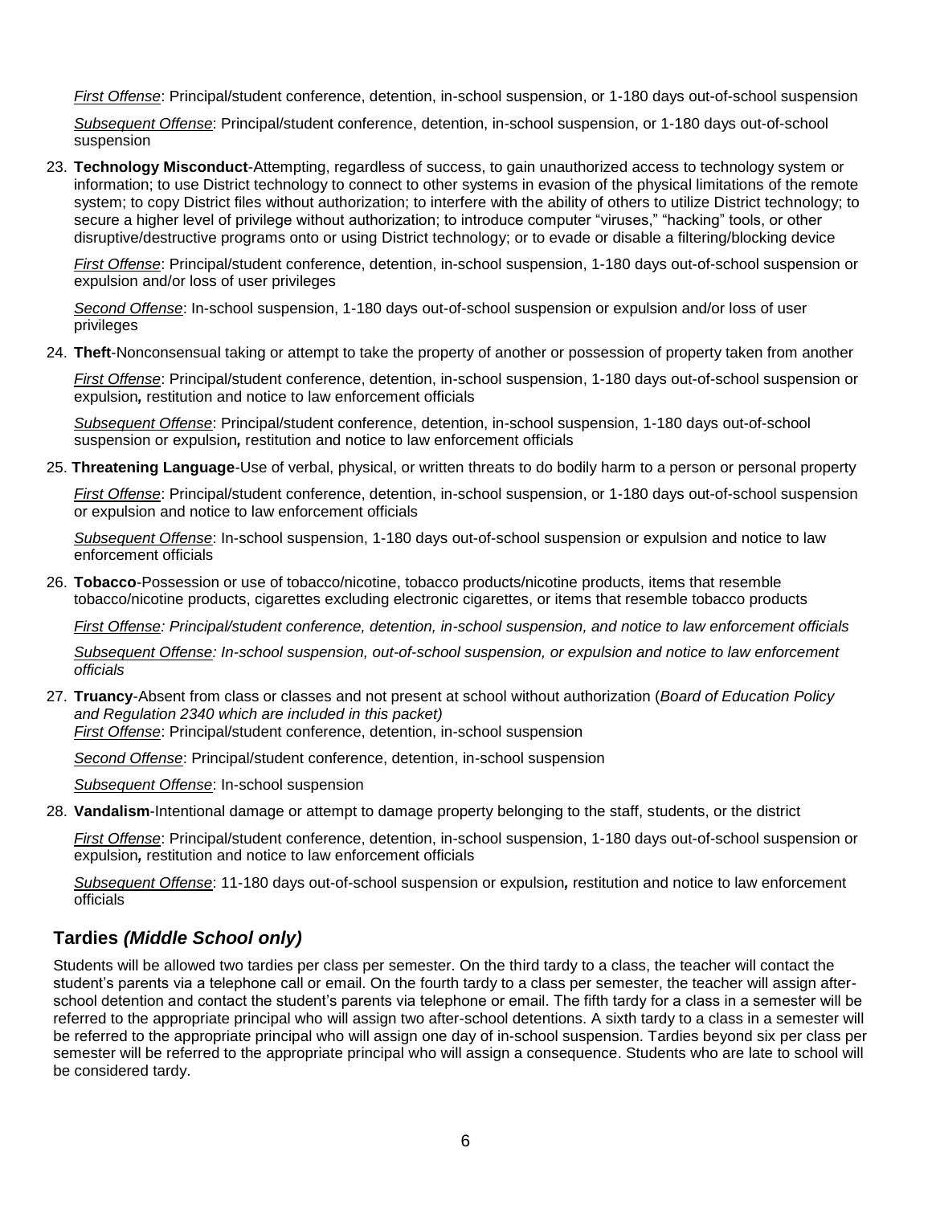*First Offense*: Principal/student conference, detention, in-school suspension, or 1-180 days out-of-school suspension

*Subsequent Offense*: Principal/student conference, detention, in-school suspension, or 1-180 days out-of-school suspension

23. **Technology Misconduct**-Attempting, regardless of success, to gain unauthorized access to technology system or information; to use District technology to connect to other systems in evasion of the physical limitations of the remote system; to copy District files without authorization; to interfere with the ability of others to utilize District technology; to secure a higher level of privilege without authorization; to introduce computer "viruses," "hacking" tools, or other disruptive/destructive programs onto or using District technology; or to evade or disable a filtering/blocking device

    *First Offense*: Principal/student conference, detention, in-school suspension, 1-180 days out-of-school suspension or expulsion and/or loss of user privileges

    *Second Offense*: In-school suspension, 1-180 days out-of-school suspension or expulsion and/or loss of user privileges

24. **Theft**-Nonconsensual taking or attempt to take the property of another or possession of property taken from another

    *First Offense*: Principal/student conference, detention, in-school suspension, 1-180 days out-of-school suspension or expulsion***,*** restitution and notice to law enforcement officials

    *Subsequent Offense*: Principal/student conference, detention, in-school suspension, 1-180 days out-of-school suspension or expulsion***,*** restitution and notice to law enforcement officials

25. **Threatening Language**-Use of verbal, physical, or written threats to do bodily harm to a person or personal property

    *First Offense*: Principal/student conference, detention, in-school suspension, or 1-180 days out-of-school suspension or expulsion and notice to law enforcement officials

    *Subsequent Offense*: In-school suspension, 1-180 days out-of-school suspension or expulsion and notice to law enforcement officials

26. **Tobacco**-Possession or use of tobacco/nicotine, tobacco products/nicotine products, items that resemble tobacco/nicotine products, cigarettes excluding electronic cigarettes, or items that resemble tobacco products

    *First Offense: Principal/student conference, detention, in-school suspension, and notice to law enforcement officials*

    *Subsequent Offense: In-school suspension, out-of-school suspension, or expulsion and notice to law enforcement officials*

27. **Truancy**-Absent from class or classes and not present at school without authorization (*Board of Education Policy and Regulation 2340 which are included in this packet)*
    *First Offense*: Principal/student conference, detention, in-school suspension

    *Second Offense*: Principal/student conference, detention, in-school suspension

    *Subsequent Offense*: In-school suspension

28. **Vandalism**-Intentional damage or attempt to damage property belonging to the staff, students, or the district

    *First Offense*: Principal/student conference, detention, in-school suspension, 1-180 days out-of-school suspension or expulsion***,*** restitution and notice to law enforcement officials

    *Subsequent Offense*: 11-180 days out-of-school suspension or expulsion***,*** restitution and notice to law enforcement officials

## Tardies *(Middle School only)*

Students will be allowed two tardies per class per semester. On the third tardy to a class, the teacher will contact the student's parents via a telephone call or email. On the fourth tardy to a class per semester, the teacher will assign after-school detention and contact the student's parents via telephone or email. The fifth tardy for a class in a semester will be referred to the appropriate principal who will assign two after-school detentions. A sixth tardy to a class in a semester will be referred to the appropriate principal who will assign one day of in-school suspension. Tardies beyond six per class per semester will be referred to the appropriate principal who will assign a consequence. Students who are late to school will be considered tardy.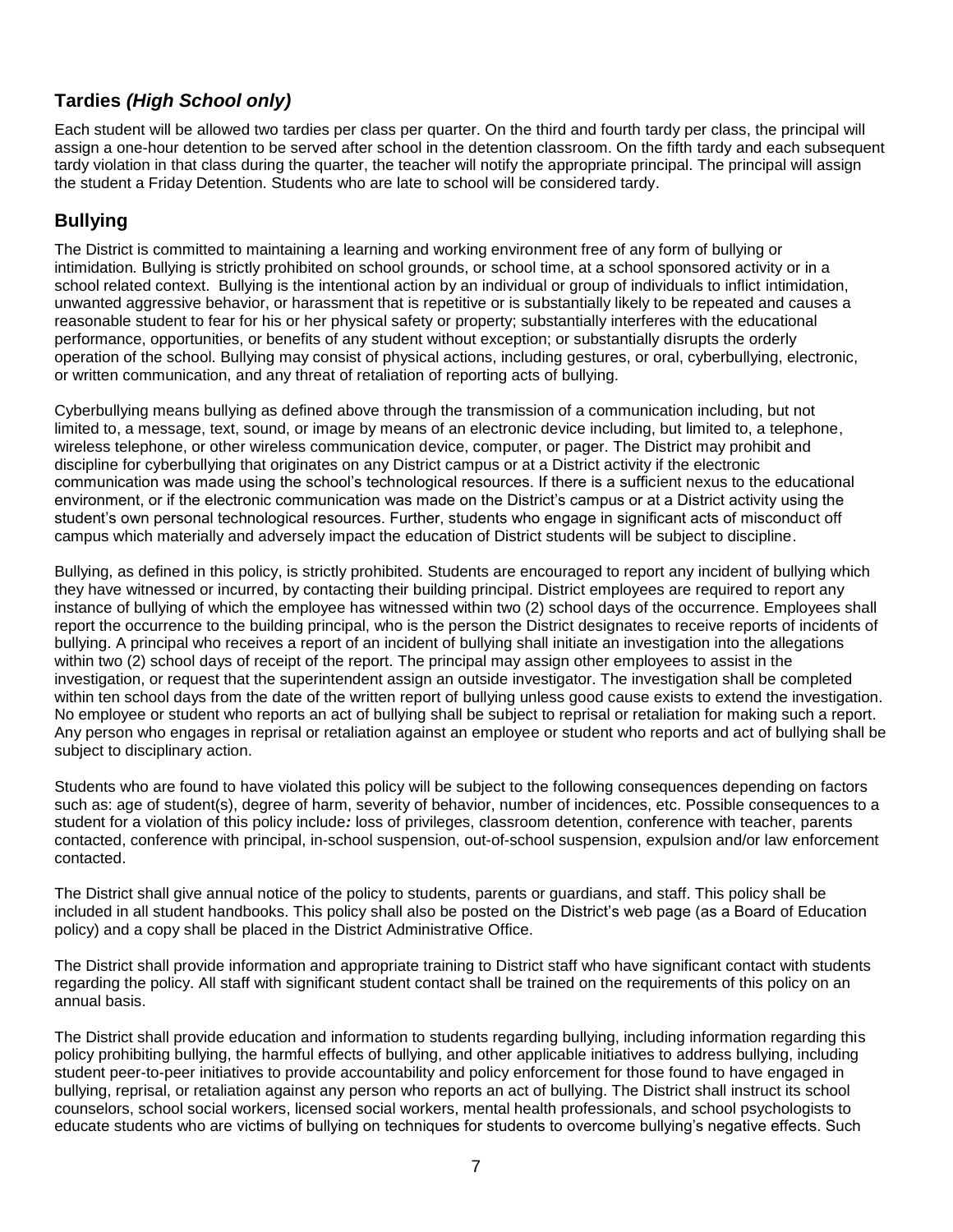## Tardies *(High School only)*

Each student will be allowed two tardies per class per quarter. On the third and fourth tardy per class, the principal will assign a one-hour detention to be served after school in the detention classroom. On the fifth tardy and each subsequent tardy violation in that class during the quarter, the teacher will notify the appropriate principal. The principal will assign the student a Friday Detention. Students who are late to school will be considered tardy.

## Bullying

The District is committed to maintaining a learning and working environment free of any form of bullying or intimidation. Bullying is strictly prohibited on school grounds, or school time, at a school sponsored activity or in a school related context. Bullying is the intentional action by an individual or group of individuals to inflict intimidation, unwanted aggressive behavior, or harassment that is repetitive or is substantially likely to be repeated and causes a reasonable student to fear for his or her physical safety or property; substantially interferes with the educational performance, opportunities, or benefits of any student without exception; or substantially disrupts the orderly operation of the school. Bullying may consist of physical actions, including gestures, or oral, cyberbullying, electronic, or written communication, and any threat of retaliation of reporting acts of bullying.

Cyberbullying means bullying as defined above through the transmission of a communication including, but not limited to, a message, text, sound, or image by means of an electronic device including, but limited to, a telephone, wireless telephone, or other wireless communication device, computer, or pager. The District may prohibit and discipline for cyberbullying that originates on any District campus or at a District activity if the electronic communication was made using the school's technological resources. If there is a sufficient nexus to the educational environment, or if the electronic communication was made on the District's campus or at a District activity using the student's own personal technological resources. Further, students who engage in significant acts of misconduct off campus which materially and adversely impact the education of District students will be subject to discipline.

Bullying, as defined in this policy, is strictly prohibited. Students are encouraged to report any incident of bullying which they have witnessed or incurred, by contacting their building principal. District employees are required to report any instance of bullying of which the employee has witnessed within two (2) school days of the occurrence. Employees shall report the occurrence to the building principal, who is the person the District designates to receive reports of incidents of bullying. A principal who receives a report of an incident of bullying shall initiate an investigation into the allegations within two (2) school days of receipt of the report. The principal may assign other employees to assist in the investigation, or request that the superintendent assign an outside investigator. The investigation shall be completed within ten school days from the date of the written report of bullying unless good cause exists to extend the investigation. No employee or student who reports an act of bullying shall be subject to reprisal or retaliation for making such a report. Any person who engages in reprisal or retaliation against an employee or student who reports and act of bullying shall be subject to disciplinary action.

Students who are found to have violated this policy will be subject to the following consequences depending on factors such as: age of student(s), degree of harm, severity of behavior, number of incidences, etc. Possible consequences to a student for a violation of this policy include*:* loss of privileges, classroom detention, conference with teacher, parents contacted, conference with principal, in-school suspension, out-of-school suspension, expulsion and/or law enforcement contacted.

The District shall give annual notice of the policy to students, parents or guardians, and staff. This policy shall be included in all student handbooks. This policy shall also be posted on the District's web page (as a Board of Education policy) and a copy shall be placed in the District Administrative Office.

The District shall provide information and appropriate training to District staff who have significant contact with students regarding the policy. All staff with significant student contact shall be trained on the requirements of this policy on an annual basis.

The District shall provide education and information to students regarding bullying, including information regarding this policy prohibiting bullying, the harmful effects of bullying, and other applicable initiatives to address bullying, including student peer-to-peer initiatives to provide accountability and policy enforcement for those found to have engaged in bullying, reprisal, or retaliation against any person who reports an act of bullying. The District shall instruct its school counselors, school social workers, licensed social workers, mental health professionals, and school psychologists to educate students who are victims of bullying on techniques for students to overcome bullying's negative effects. Such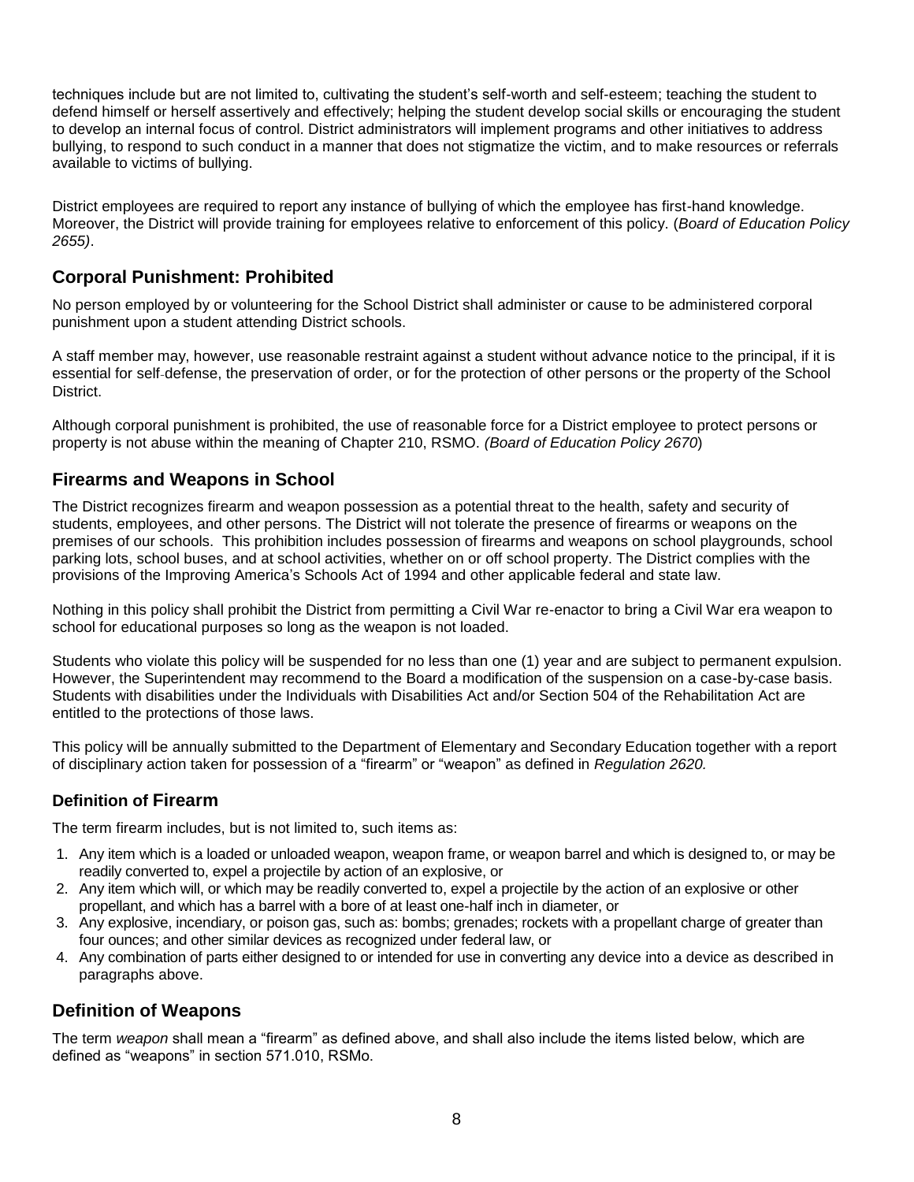techniques include but are not limited to, cultivating the student's self-worth and self-esteem; teaching the student to defend himself or herself assertively and effectively; helping the student develop social skills or encouraging the student to develop an internal focus of control. District administrators will implement programs and other initiatives to address bullying, to respond to such conduct in a manner that does not stigmatize the victim, and to make resources or referrals available to victims of bullying.

District employees are required to report any instance of bullying of which the employee has first-hand knowledge. Moreover, the District will provide training for employees relative to enforcement of this policy. (*Board of Education Policy 2655)*.

## Corporal Punishment: Prohibited

No person employed by or volunteering for the School District shall administer or cause to be administered corporal punishment upon a student attending District schools.

A staff member may, however, use reasonable restraint against a student without advance notice to the principal, if it is essential for self-defense, the preservation of order, or for the protection of other persons or the property of the School District.

Although corporal punishment is prohibited, the use of reasonable force for a District employee to protect persons or property is not abuse within the meaning of Chapter 210, RSMO. *(Board of Education Policy 2670*)

## Firearms and Weapons in School

The District recognizes firearm and weapon possession as a potential threat to the health, safety and security of students, employees, and other persons. The District will not tolerate the presence of firearms or weapons on the premises of our schools. This prohibition includes possession of firearms and weapons on school playgrounds, school parking lots, school buses, and at school activities, whether on or off school property. The District complies with the provisions of the Improving America's Schools Act of 1994 and other applicable federal and state law.

Nothing in this policy shall prohibit the District from permitting a Civil War re-enactor to bring a Civil War era weapon to school for educational purposes so long as the weapon is not loaded.

Students who violate this policy will be suspended for no less than one (1) year and are subject to permanent expulsion. However, the Superintendent may recommend to the Board a modification of the suspension on a case-by-case basis. Students with disabilities under the Individuals with Disabilities Act and/or Section 504 of the Rehabilitation Act are entitled to the protections of those laws.

This policy will be annually submitted to the Department of Elementary and Secondary Education together with a report of disciplinary action taken for possession of a "firearm" or "weapon" as defined in *Regulation 2620.*

### Definition of Firearm

The term firearm includes, but is not limited to, such items as:

1. Any item which is a loaded or unloaded weapon, weapon frame, or weapon barrel and which is designed to, or may be readily converted to, expel a projectile by action of an explosive, or
2. Any item which will, or which may be readily converted to, expel a projectile by the action of an explosive or other propellant, and which has a barrel with a bore of at least one-half inch in diameter, or
3. Any explosive, incendiary, or poison gas, such as: bombs; grenades; rockets with a propellant charge of greater than four ounces; and other similar devices as recognized under federal law, or
4. Any combination of parts either designed to or intended for use in converting any device into a device as described in paragraphs above.

## Definition of Weapons

The term *weapon* shall mean a "firearm" as defined above, and shall also include the items listed below, which are defined as "weapons" in section 571.010, RSMo.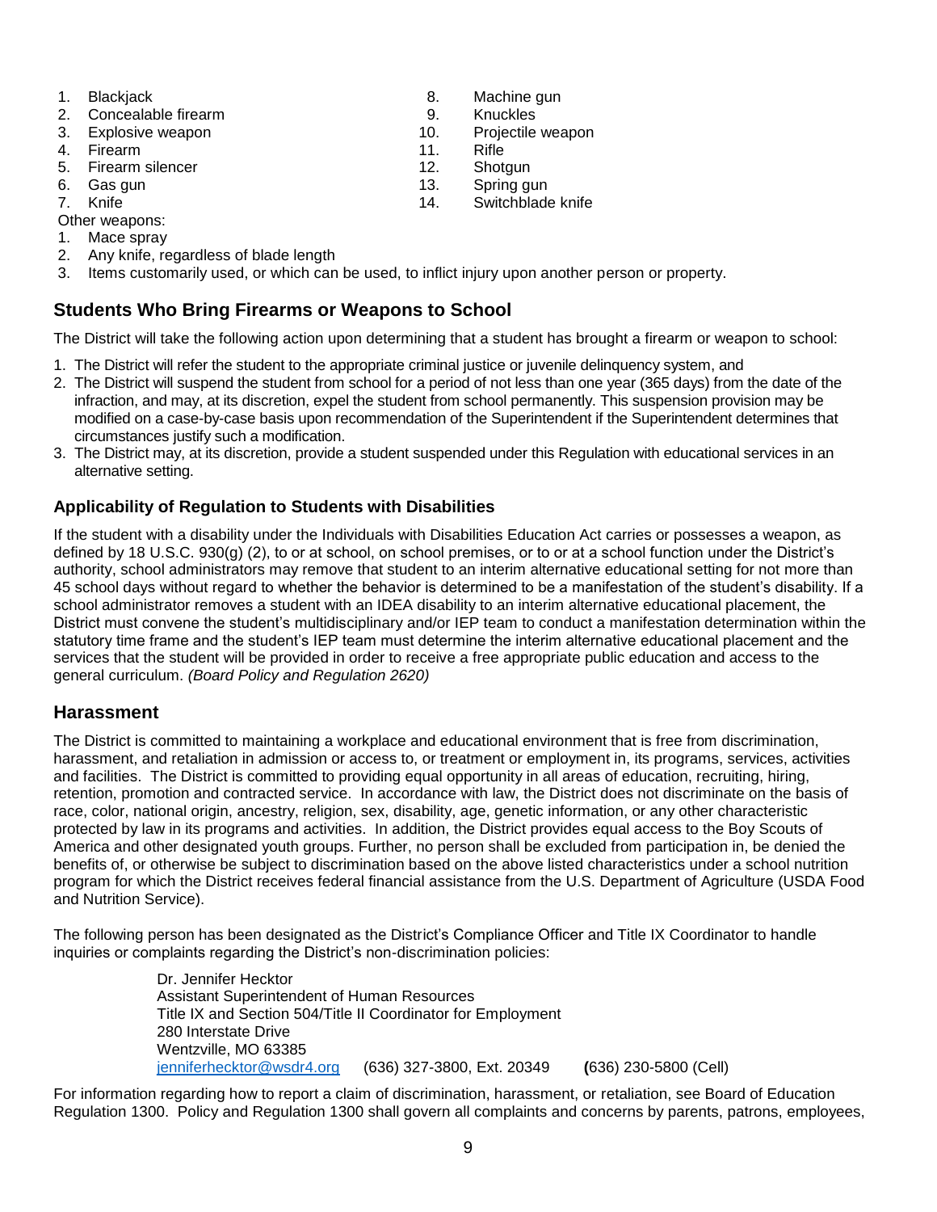1. Blackjack
2. Concealable firearm
3. Explosive weapon
4. Firearm
5. Firearm silencer
6. Gas gun
7. Knife
8. Machine gun
9. Knuckles
10. Projectile weapon
11. Rifle
12. Shotgun
13. Spring gun
14. Switchblade knife

Other weapons:

1. Mace spray
2. Any knife, regardless of blade length
3. Items customarily used, or which can be used, to inflict injury upon another person or property.

## Students Who Bring Firearms or Weapons to School

The District will take the following action upon determining that a student has brought a firearm or weapon to school:

1. The District will refer the student to the appropriate criminal justice or juvenile delinquency system, and
2. The District will suspend the student from school for a period of not less than one year (365 days) from the date of the infraction, and may, at its discretion, expel the student from school permanently. This suspension provision may be modified on a case-by-case basis upon recommendation of the Superintendent if the Superintendent determines that circumstances justify such a modification.
3. The District may, at its discretion, provide a student suspended under this Regulation with educational services in an alternative setting.

### Applicability of Regulation to Students with Disabilities

If the student with a disability under the Individuals with Disabilities Education Act carries or possesses a weapon, as defined by 18 U.S.C. 930(g) (2), to or at school, on school premises, or to or at a school function under the District's authority, school administrators may remove that student to an interim alternative educational setting for not more than 45 school days without regard to whether the behavior is determined to be a manifestation of the student's disability. If a school administrator removes a student with an IDEA disability to an interim alternative educational placement, the District must convene the student's multidisciplinary and/or IEP team to conduct a manifestation determination within the statutory time frame and the student's IEP team must determine the interim alternative educational placement and the services that the student will be provided in order to receive a free appropriate public education and access to the general curriculum. *(Board Policy and Regulation 2620)*

## Harassment

The District is committed to maintaining a workplace and educational environment that is free from discrimination, harassment, and retaliation in admission or access to, or treatment or employment in, its programs, services, activities and facilities. The District is committed to providing equal opportunity in all areas of education, recruiting, hiring, retention, promotion and contracted service. In accordance with law, the District does not discriminate on the basis of race, color, national origin, ancestry, religion, sex, disability, age, genetic information, or any other characteristic protected by law in its programs and activities. In addition, the District provides equal access to the Boy Scouts of America and other designated youth groups. Further, no person shall be excluded from participation in, be denied the benefits of, or otherwise be subject to discrimination based on the above listed characteristics under a school nutrition program for which the District receives federal financial assistance from the U.S. Department of Agriculture (USDA Food and Nutrition Service).

The following person has been designated as the District's Compliance Officer and Title IX Coordinator to handle inquiries or complaints regarding the District's non-discrimination policies:

Dr. Jennifer Hecktor
Assistant Superintendent of Human Resources
Title IX and Section 504/Title II Coordinator for Employment
280 Interstate Drive
Wentzville, MO 63385
jenniferhecktor@wsdr4.org (636) 327-3800, Ext. 20349 **(**636) 230-5800 (Cell)

For information regarding how to report a claim of discrimination, harassment, or retaliation, see Board of Education Regulation 1300. Policy and Regulation 1300 shall govern all complaints and concerns by parents, patrons, employees,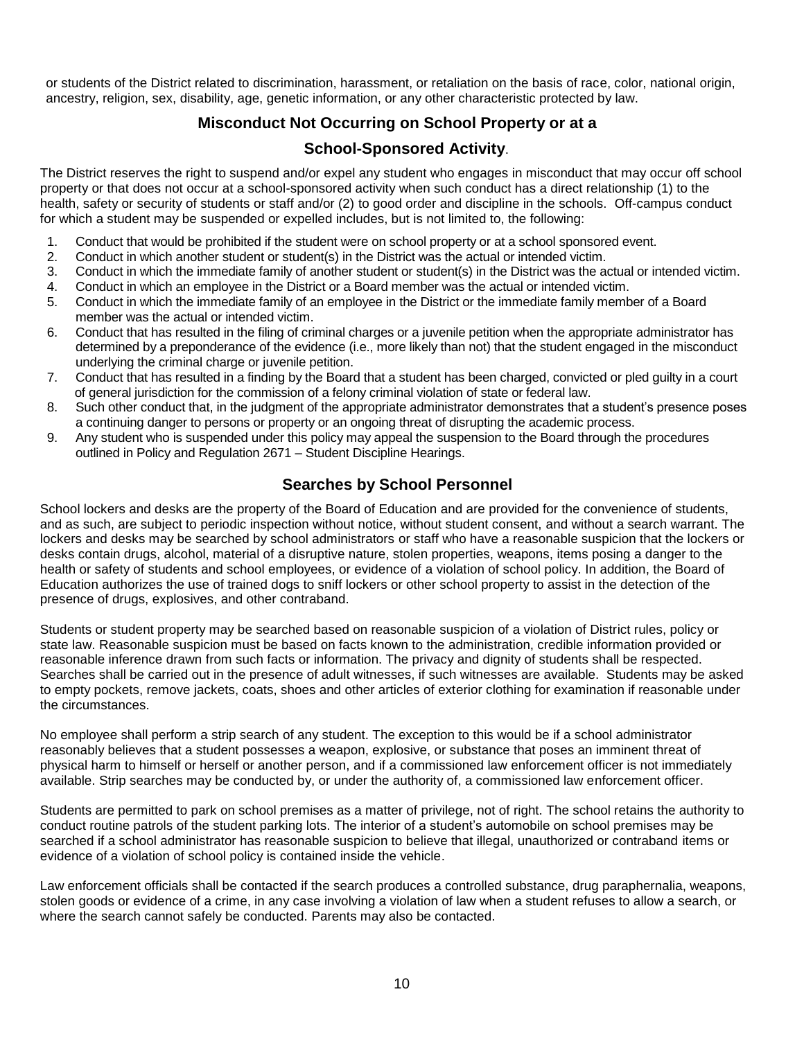or students of the District related to discrimination, harassment, or retaliation on the basis of race, color, national origin, ancestry, religion, sex, disability, age, genetic information, or any other characteristic protected by law.

## Misconduct Not Occurring on School Property or at a School-Sponsored Activity.

The District reserves the right to suspend and/or expel any student who engages in misconduct that may occur off school property or that does not occur at a school-sponsored activity when such conduct has a direct relationship (1) to the health, safety or security of students or staff and/or (2) to good order and discipline in the schools. Off-campus conduct for which a student may be suspended or expelled includes, but is not limited to, the following:

1. Conduct that would be prohibited if the student were on school property or at a school sponsored event.
2. Conduct in which another student or student(s) in the District was the actual or intended victim.
3. Conduct in which the immediate family of another student or student(s) in the District was the actual or intended victim.
4. Conduct in which an employee in the District or a Board member was the actual or intended victim.
5. Conduct in which the immediate family of an employee in the District or the immediate family member of a Board member was the actual or intended victim.
6. Conduct that has resulted in the filing of criminal charges or a juvenile petition when the appropriate administrator has determined by a preponderance of the evidence (i.e., more likely than not) that the student engaged in the misconduct underlying the criminal charge or juvenile petition.
7. Conduct that has resulted in a finding by the Board that a student has been charged, convicted or pled guilty in a court of general jurisdiction for the commission of a felony criminal violation of state or federal law.
8. Such other conduct that, in the judgment of the appropriate administrator demonstrates that a student's presence poses a continuing danger to persons or property or an ongoing threat of disrupting the academic process.
9. Any student who is suspended under this policy may appeal the suspension to the Board through the procedures outlined in Policy and Regulation 2671 – Student Discipline Hearings.

## Searches by School Personnel

School lockers and desks are the property of the Board of Education and are provided for the convenience of students, and as such, are subject to periodic inspection without notice, without student consent, and without a search warrant. The lockers and desks may be searched by school administrators or staff who have a reasonable suspicion that the lockers or desks contain drugs, alcohol, material of a disruptive nature, stolen properties, weapons, items posing a danger to the health or safety of students and school employees, or evidence of a violation of school policy. In addition, the Board of Education authorizes the use of trained dogs to sniff lockers or other school property to assist in the detection of the presence of drugs, explosives, and other contraband.

Students or student property may be searched based on reasonable suspicion of a violation of District rules, policy or state law. Reasonable suspicion must be based on facts known to the administration, credible information provided or reasonable inference drawn from such facts or information. The privacy and dignity of students shall be respected. Searches shall be carried out in the presence of adult witnesses, if such witnesses are available. Students may be asked to empty pockets, remove jackets, coats, shoes and other articles of exterior clothing for examination if reasonable under the circumstances.

No employee shall perform a strip search of any student. The exception to this would be if a school administrator reasonably believes that a student possesses a weapon, explosive, or substance that poses an imminent threat of physical harm to himself or herself or another person, and if a commissioned law enforcement officer is not immediately available. Strip searches may be conducted by, or under the authority of, a commissioned law enforcement officer.

Students are permitted to park on school premises as a matter of privilege, not of right. The school retains the authority to conduct routine patrols of the student parking lots. The interior of a student's automobile on school premises may be searched if a school administrator has reasonable suspicion to believe that illegal, unauthorized or contraband items or evidence of a violation of school policy is contained inside the vehicle.

Law enforcement officials shall be contacted if the search produces a controlled substance, drug paraphernalia, weapons, stolen goods or evidence of a crime, in any case involving a violation of law when a student refuses to allow a search, or where the search cannot safely be conducted. Parents may also be contacted.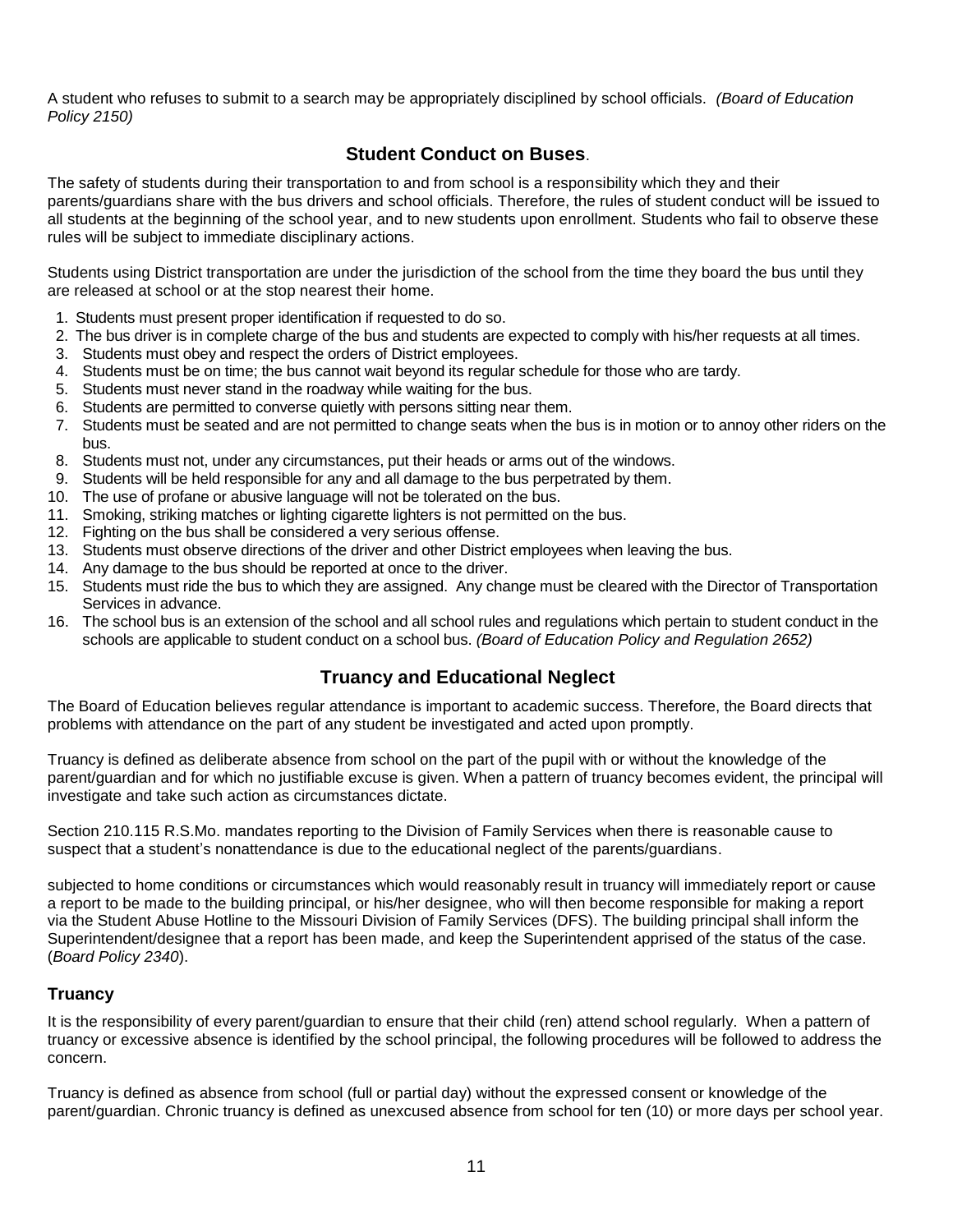A student who refuses to submit to a search may be appropriately disciplined by school officials. *(Board of Education Policy 2150)*

## **Student Conduct on Buses**.

The safety of students during their transportation to and from school is a responsibility which they and their parents/guardians share with the bus drivers and school officials. Therefore, the rules of student conduct will be issued to all students at the beginning of the school year, and to new students upon enrollment. Students who fail to observe these rules will be subject to immediate disciplinary actions.

Students using District transportation are under the jurisdiction of the school from the time they board the bus until they are released at school or at the stop nearest their home.

1. Students must present proper identification if requested to do so.
2. The bus driver is in complete charge of the bus and students are expected to comply with his/her requests at all times.
3. Students must obey and respect the orders of District employees.
4. Students must be on time; the bus cannot wait beyond its regular schedule for those who are tardy.
5. Students must never stand in the roadway while waiting for the bus.
6. Students are permitted to converse quietly with persons sitting near them.
7. Students must be seated and are not permitted to change seats when the bus is in motion or to annoy other riders on the bus.
8. Students must not, under any circumstances, put their heads or arms out of the windows.
9. Students will be held responsible for any and all damage to the bus perpetrated by them.
10. The use of profane or abusive language will not be tolerated on the bus.
11. Smoking, striking matches or lighting cigarette lighters is not permitted on the bus.
12. Fighting on the bus shall be considered a very serious offense.
13. Students must observe directions of the driver and other District employees when leaving the bus.
14. Any damage to the bus should be reported at once to the driver.
15. Students must ride the bus to which they are assigned. Any change must be cleared with the Director of Transportation Services in advance.
16. The school bus is an extension of the school and all school rules and regulations which pertain to student conduct in the schools are applicable to student conduct on a school bus. *(Board of Education Policy and Regulation 2652)*

## **Truancy and Educational Neglect**

The Board of Education believes regular attendance is important to academic success. Therefore, the Board directs that problems with attendance on the part of any student be investigated and acted upon promptly.

Truancy is defined as deliberate absence from school on the part of the pupil with or without the knowledge of the parent/guardian and for which no justifiable excuse is given. When a pattern of truancy becomes evident, the principal will investigate and take such action as circumstances dictate.

Section 210.115 R.S.Mo. mandates reporting to the Division of Family Services when there is reasonable cause to suspect that a student's nonattendance is due to the educational neglect of the parents/guardians.

subjected to home conditions or circumstances which would reasonably result in truancy will immediately report or cause a report to be made to the building principal, or his/her designee, who will then become responsible for making a report via the Student Abuse Hotline to the Missouri Division of Family Services (DFS). The building principal shall inform the Superintendent/designee that a report has been made, and keep the Superintendent apprised of the status of the case. (*Board Policy 2340*).

### **Truancy**

It is the responsibility of every parent/guardian to ensure that their child (ren) attend school regularly. When a pattern of truancy or excessive absence is identified by the school principal, the following procedures will be followed to address the concern.

Truancy is defined as absence from school (full or partial day) without the expressed consent or knowledge of the parent/guardian. Chronic truancy is defined as unexcused absence from school for ten (10) or more days per school year.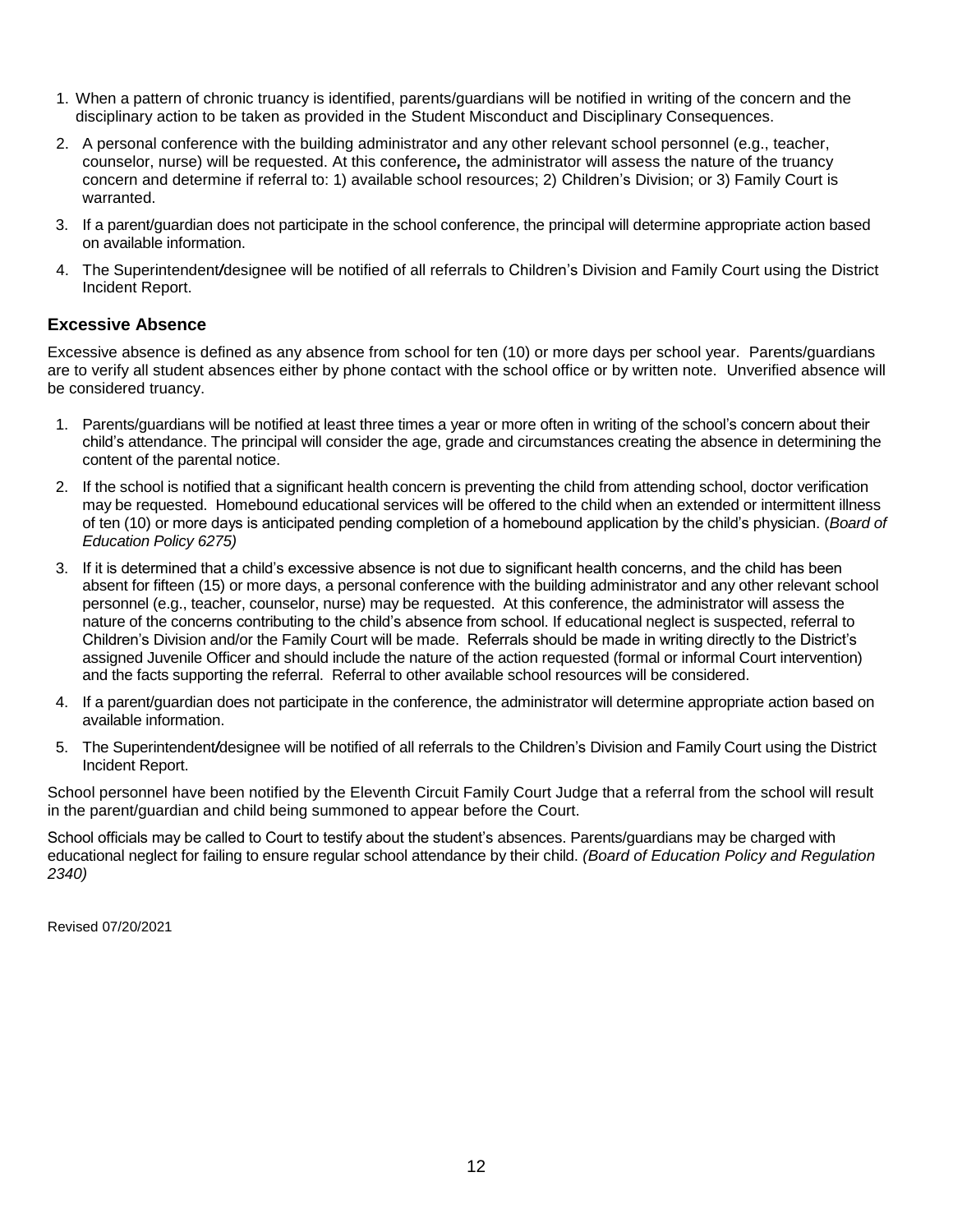1. When a pattern of chronic truancy is identified, parents/guardians will be notified in writing of the concern and the disciplinary action to be taken as provided in the Student Misconduct and Disciplinary Consequences.
2. A personal conference with the building administrator and any other relevant school personnel (e.g., teacher, counselor, nurse) will be requested. At this conference**,** the administrator will assess the nature of the truancy concern and determine if referral to: 1) available school resources; 2) Children's Division; or 3) Family Court is warranted.
3. If a parent/guardian does not participate in the school conference, the principal will determine appropriate action based on available information.
4. The Superintendent*/*designee will be notified of all referrals to Children's Division and Family Court using the District Incident Report.

### Excessive Absence

Excessive absence is defined as any absence from school for ten (10) or more days per school year. Parents/guardians are to verify all student absences either by phone contact with the school office or by written note. Unverified absence will be considered truancy.

1. Parents/guardians will be notified at least three times a year or more often in writing of the school's concern about their child's attendance. The principal will consider the age, grade and circumstances creating the absence in determining the content of the parental notice.
2. If the school is notified that a significant health concern is preventing the child from attending school, doctor verification may be requested. Homebound educational services will be offered to the child when an extended or intermittent illness of ten (10) or more days is anticipated pending completion of a homebound application by the child's physician. (*Board of Education Policy 6275)*
3. If it is determined that a child's excessive absence is not due to significant health concerns, and the child has been absent for fifteen (15) or more days, a personal conference with the building administrator and any other relevant school personnel (e.g., teacher, counselor, nurse) may be requested. At this conference, the administrator will assess the nature of the concerns contributing to the child's absence from school. If educational neglect is suspected, referral to Children's Division and/or the Family Court will be made. Referrals should be made in writing directly to the District's assigned Juvenile Officer and should include the nature of the action requested (formal or informal Court intervention) and the facts supporting the referral. Referral to other available school resources will be considered.
4. If a parent/guardian does not participate in the conference, the administrator will determine appropriate action based on available information.
5. The Superintendent*/*designee will be notified of all referrals to the Children's Division and Family Court using the District Incident Report.

School personnel have been notified by the Eleventh Circuit Family Court Judge that a referral from the school will result in the parent/guardian and child being summoned to appear before the Court.

School officials may be called to Court to testify about the student's absences. Parents/guardians may be charged with educational neglect for failing to ensure regular school attendance by their child. *(Board of Education Policy and Regulation 2340)*

Revised 07/20/2021